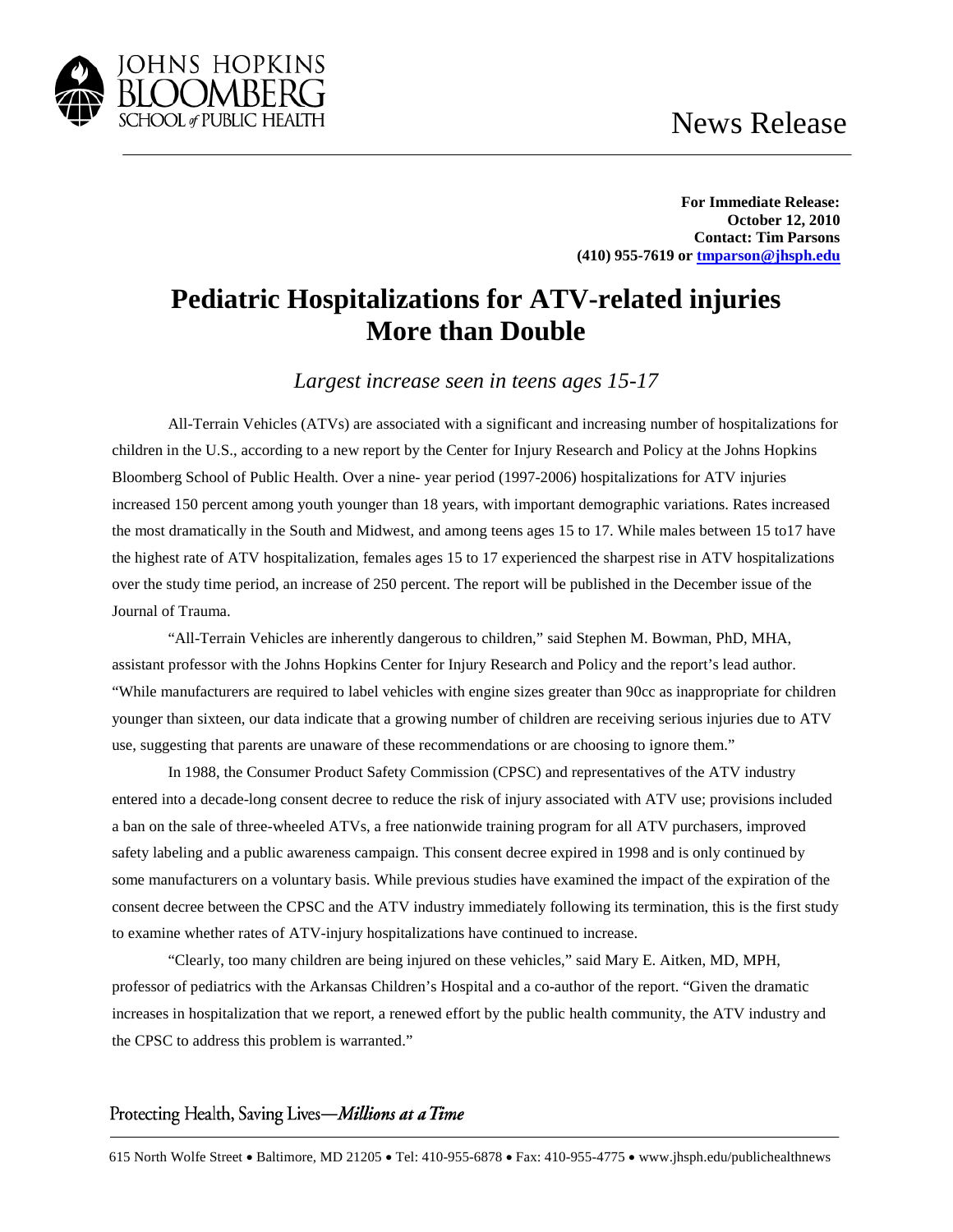JOHNS HOPKINS BLOOMBERG SCHOOL *of* PUBLIC HEALTH

News Release

**For Immediate Release:**
**October 12, 2010**
**Contact: Tim Parsons**
**(410) 955-7619 or tmparson@jhsph.edu**

# Pediatric Hospitalizations for ATV-related injuries More than Double

*Largest increase seen in teens ages 15-17*

All-Terrain Vehicles (ATVs) are associated with a significant and increasing number of hospitalizations for children in the U.S., according to a new report by the Center for Injury Research and Policy at the Johns Hopkins Bloomberg School of Public Health. Over a nine- year period (1997-2006) hospitalizations for ATV injuries increased 150 percent among youth younger than 18 years, with important demographic variations. Rates increased the most dramatically in the South and Midwest, and among teens ages 15 to 17. While males between 15 to17 have the highest rate of ATV hospitalization, females ages 15 to 17 experienced the sharpest rise in ATV hospitalizations over the study time period, an increase of 250 percent. The report will be published in the December issue of the Journal of Trauma.

"All-Terrain Vehicles are inherently dangerous to children," said Stephen M. Bowman, PhD, MHA, assistant professor with the Johns Hopkins Center for Injury Research and Policy and the report's lead author. "While manufacturers are required to label vehicles with engine sizes greater than 90cc as inappropriate for children younger than sixteen, our data indicate that a growing number of children are receiving serious injuries due to ATV use, suggesting that parents are unaware of these recommendations or are choosing to ignore them."

In 1988, the Consumer Product Safety Commission (CPSC) and representatives of the ATV industry entered into a decade-long consent decree to reduce the risk of injury associated with ATV use; provisions included a ban on the sale of three-wheeled ATVs, a free nationwide training program for all ATV purchasers, improved safety labeling and a public awareness campaign. This consent decree expired in 1998 and is only continued by some manufacturers on a voluntary basis. While previous studies have examined the impact of the expiration of the consent decree between the CPSC and the ATV industry immediately following its termination, this is the first study to examine whether rates of ATV-injury hospitalizations have continued to increase.

"Clearly, too many children are being injured on these vehicles," said Mary E. Aitken, MD, MPH, professor of pediatrics with the Arkansas Children's Hospital and a co-author of the report. "Given the dramatic increases in hospitalization that we report, a renewed effort by the public health community, the ATV industry and the CPSC to address this problem is warranted."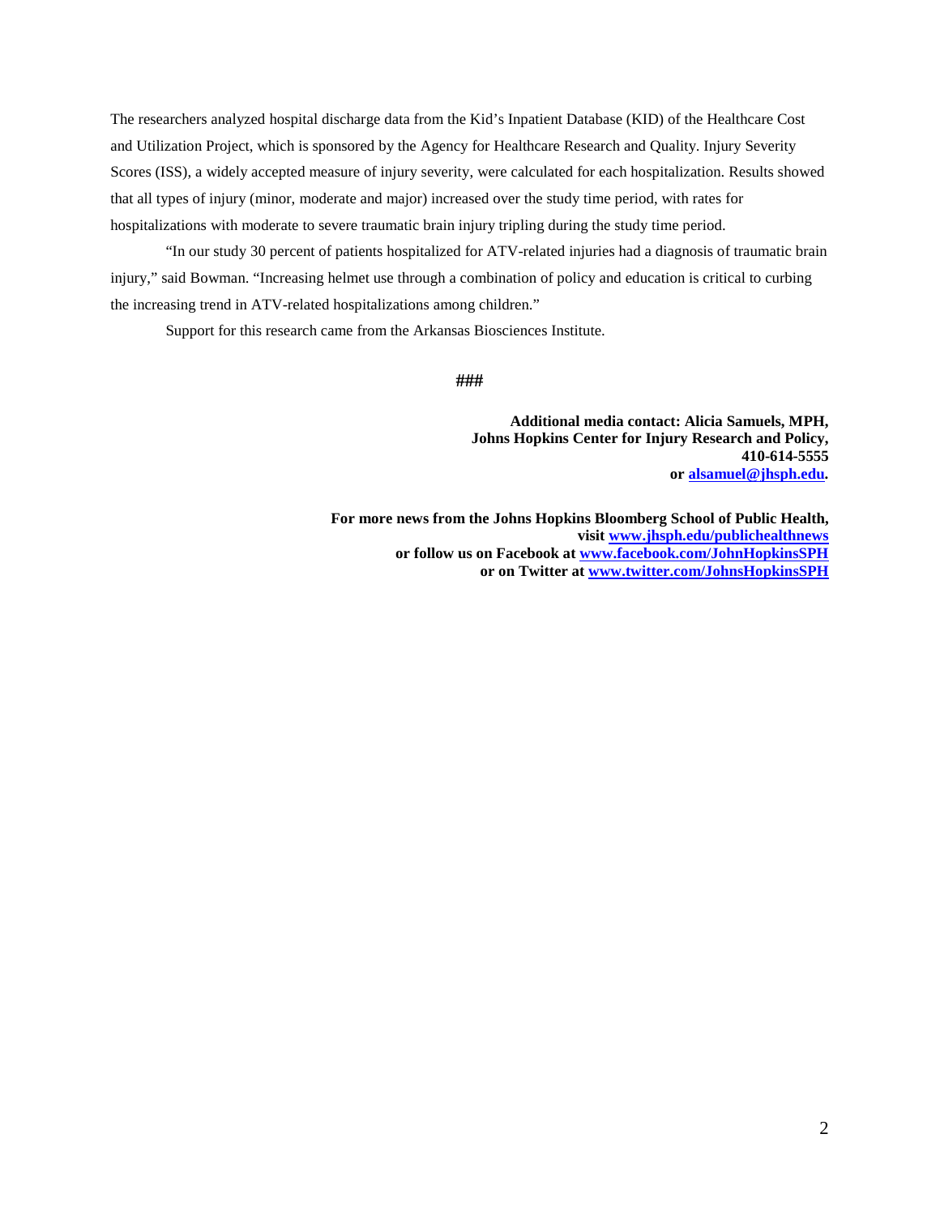The researchers analyzed hospital discharge data from the Kid's Inpatient Database (KID) of the Healthcare Cost and Utilization Project, which is sponsored by the Agency for Healthcare Research and Quality. Injury Severity Scores (ISS), a widely accepted measure of injury severity, were calculated for each hospitalization. Results showed that all types of injury (minor, moderate and major) increased over the study time period, with rates for hospitalizations with moderate to severe traumatic brain injury tripling during the study time period.

"In our study 30 percent of patients hospitalized for ATV-related injuries had a diagnosis of traumatic brain injury," said Bowman. "Increasing helmet use through a combination of policy and education is critical to curbing the increasing trend in ATV-related hospitalizations among children."

Support for this research came from the Arkansas Biosciences Institute.

###

**Additional media contact: Alicia Samuels, MPH,**
**Johns Hopkins Center for Injury Research and Policy,**
**410-614-5555**
**or [alsamuel@jhsph.edu](mailto:alsamuel@jhsph.edu).**

**For more news from the Johns Hopkins Bloomberg School of Public Health,**
**visit [www.jhsph.edu/publichealthnews](http://www.jhsph.edu/publichealthnews)**
**or follow us on Facebook at [www.facebook.com/JohnHopkinsSPH](http://www.facebook.com/JohnHopkinsSPH)**
**or on Twitter at [www.twitter.com/JohnsHopkinsSPH](http://www.twitter.com/JohnsHopkinsSPH)**